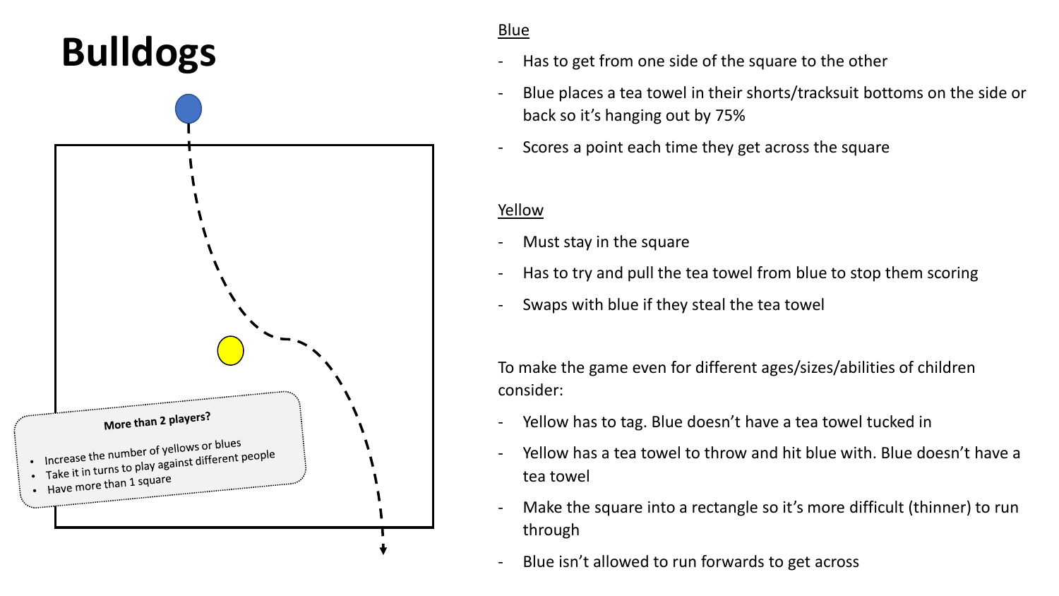# Bulldogs

**More than 2 players?**

- Increase the number of yellows or blues
- Take it in turns to play against different people
- Have more than 1 square

Blue

- Has to get from one side of the square to the other
- Blue places a tea towel in their shorts/tracksuit bottoms on the side or back so it's hanging out by 75%
- Scores a point each time they get across the square

Yellow

- Must stay in the square
- Has to try and pull the tea towel from blue to stop them scoring
- Swaps with blue if they steal the tea towel

To make the game even for different ages/sizes/abilities of children consider:

- Yellow has to tag. Blue doesn't have a tea towel tucked in
- Yellow has a tea towel to throw and hit blue with. Blue doesn't have a tea towel
- Make the square into a rectangle so it's more difficult (thinner) to run through
- Blue isn't allowed to run forwards to get across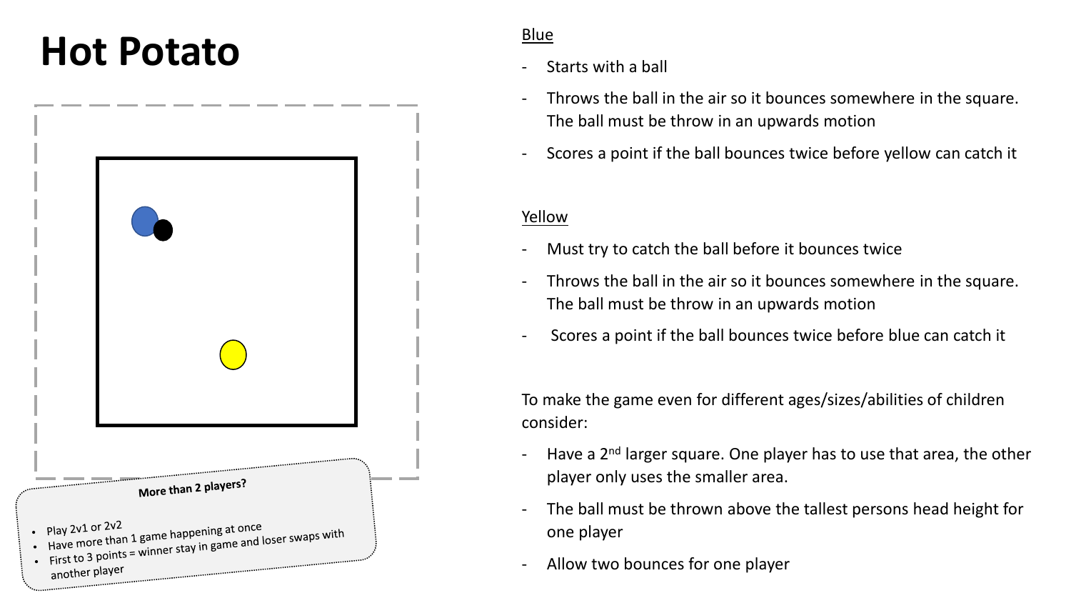# Hot Potato

**More than 2 players?**

- Play 2v1 or 2v2
- Have more than 1 game happening at once
- First to 3 points = winner stay in game and loser swaps with another player

Blue

- Starts with a ball
- Throws the ball in the air so it bounces somewhere in the square. The ball must be throw in an upwards motion
- Scores a point if the ball bounces twice before yellow can catch it

Yellow

- Must try to catch the ball before it bounces twice
- Throws the ball in the air so it bounces somewhere in the square. The ball must be throw in an upwards motion
- Scores a point if the ball bounces twice before blue can catch it

To make the game even for different ages/sizes/abilities of children consider:

- Have a 2nd larger square. One player has to use that area, the other player only uses the smaller area.
- The ball must be thrown above the tallest persons head height for one player
- Allow two bounces for one player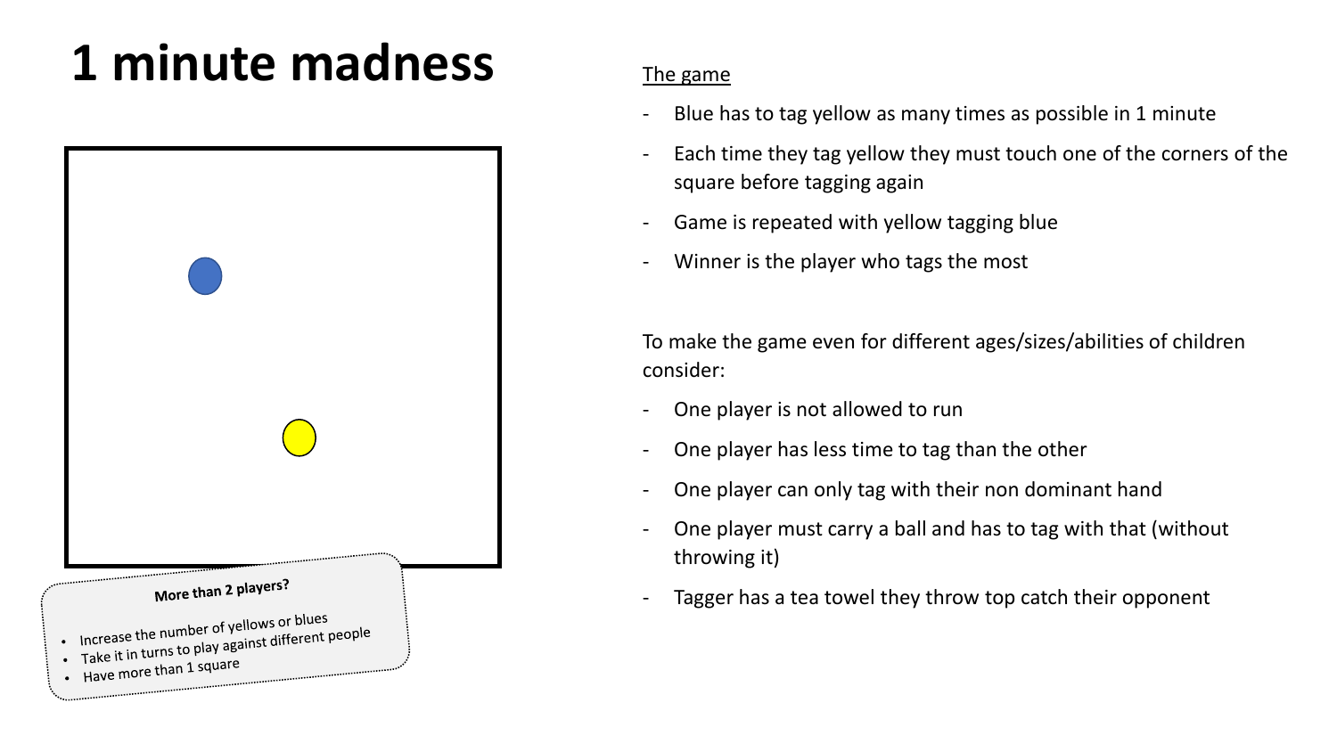# 1 minute madness

**More than 2 players?**

- Increase the number of yellows or blues
- Take it in turns to play against different people
- Have more than 1 square

<u>The game</u>

- Blue has to tag yellow as many times as possible in 1 minute
- Each time they tag yellow they must touch one of the corners of the square before tagging again
- Game is repeated with yellow tagging blue
- Winner is the player who tags the most

To make the game even for different ages/sizes/abilities of children consider:

- One player is not allowed to run
- One player has less time to tag than the other
- One player can only tag with their non dominant hand
- One player must carry a ball and has to tag with that (without throwing it)
- Tagger has a tea towel they throw top catch their opponent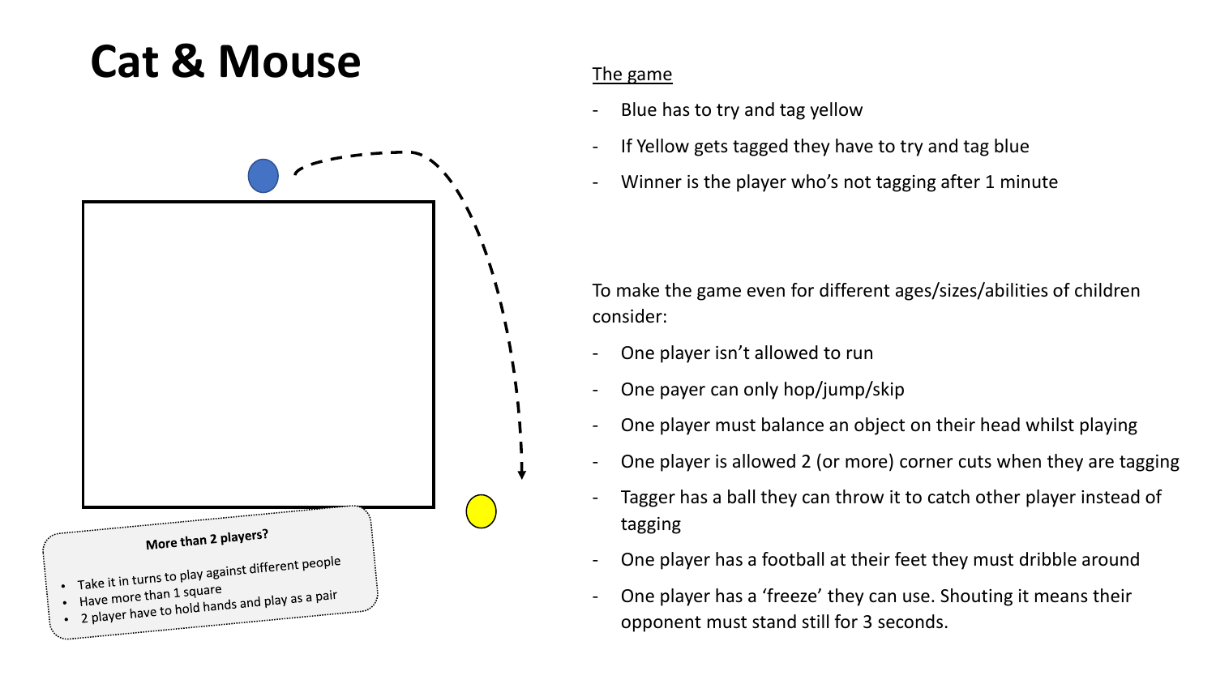# Cat & Mouse

**More than 2 players?**

- Take it in turns to play against different people
- Have more than 1 square
- 2 player have to hold hands and play as a pair

<u>The game</u>

- Blue has to try and tag yellow
- If Yellow gets tagged they have to try and tag blue
- Winner is the player who's not tagging after 1 minute

To make the game even for different ages/sizes/abilities of children consider:

- One player isn't allowed to run
- One payer can only hop/jump/skip
- One player must balance an object on their head whilst playing
- One player is allowed 2 (or more) corner cuts when they are tagging
- Tagger has a ball they can throw it to catch other player instead of tagging
- One player has a football at their feet they must dribble around
- One player has a 'freeze' they can use. Shouting it means their opponent must stand still for 3 seconds.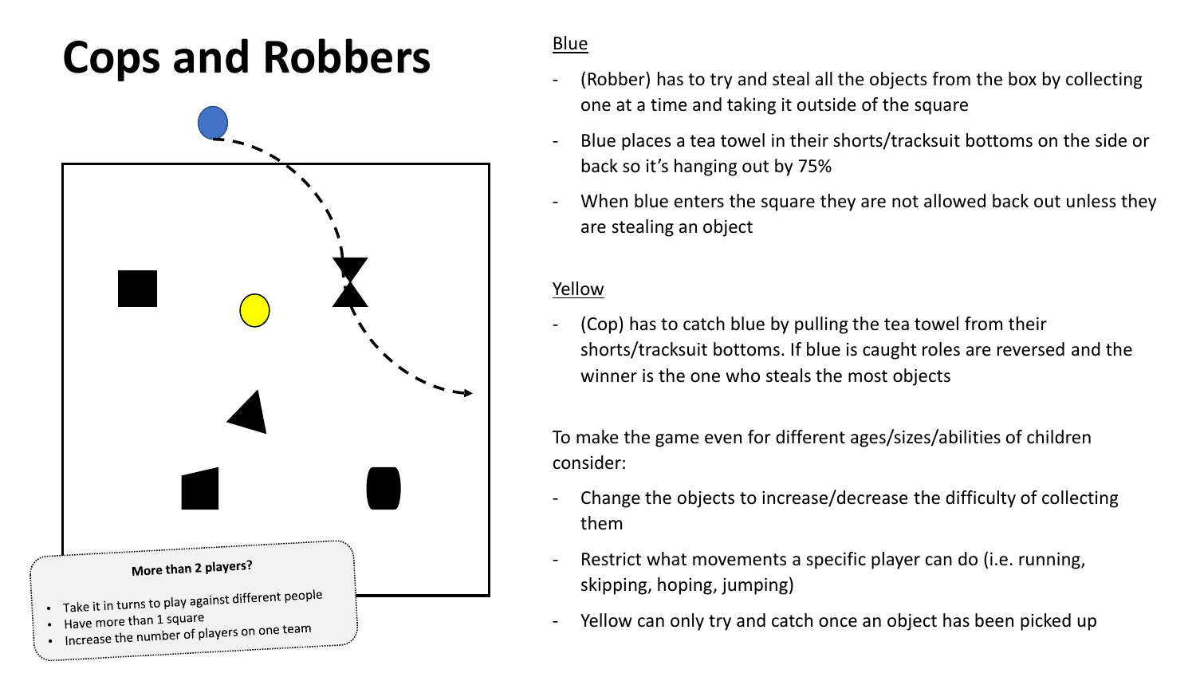# Cops and Robbers

**More than 2 players?**

- Take it in turns to play against different people
- Have more than 1 square
- Increase the number of players on one team

<u>Blue</u>

- (Robber) has to try and steal all the objects from the box by collecting one at a time and taking it outside of the square
- Blue places a tea towel in their shorts/tracksuit bottoms on the side or back so it's hanging out by 75%
- When blue enters the square they are not allowed back out unless they are stealing an object

<u>Yellow</u>

- (Cop) has to catch blue by pulling the tea towel from their shorts/tracksuit bottoms. If blue is caught roles are reversed and the winner is the one who steals the most objects

To make the game even for different ages/sizes/abilities of children consider:

- Change the objects to increase/decrease the difficulty of collecting them
- Restrict what movements a specific player can do (i.e. running, skipping, hoping, jumping)
- Yellow can only try and catch once an object has been picked up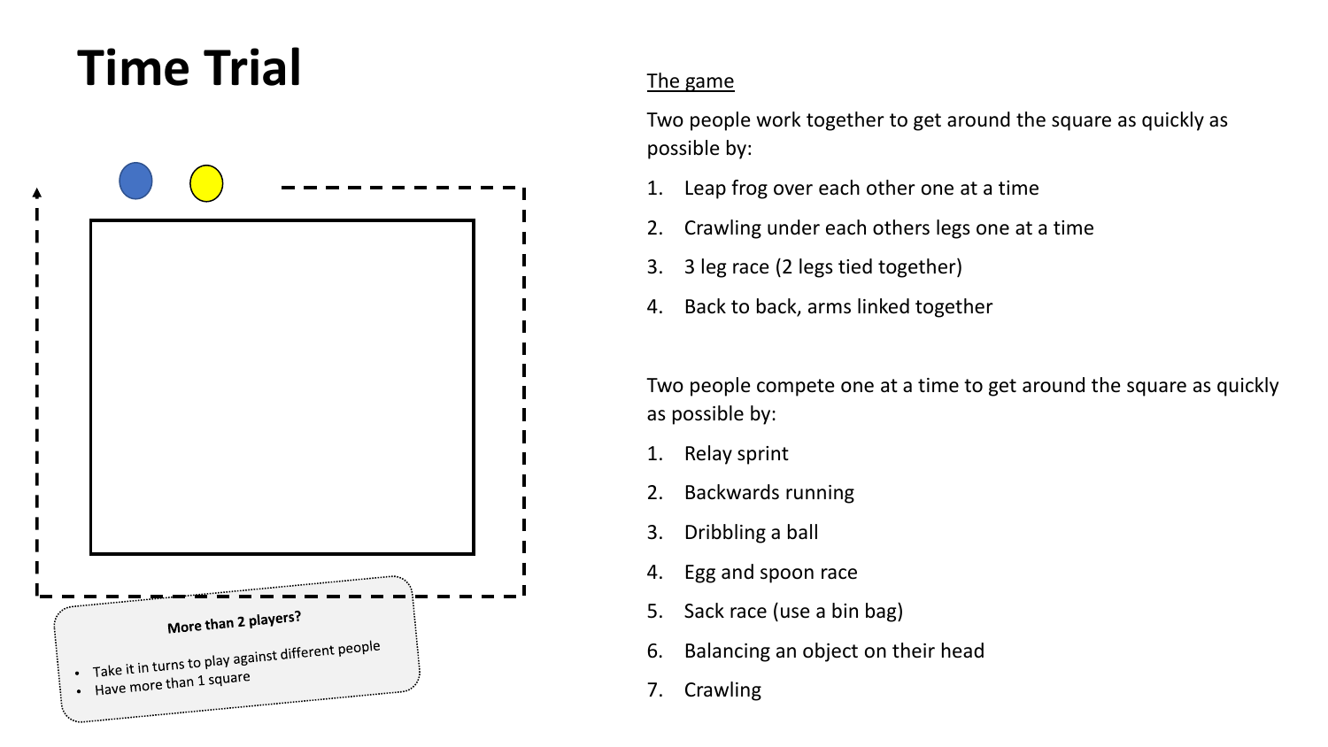# Time Trial

**More than 2 players?**

- Take it in turns to play against different people
- Have more than 1 square

<u>The game</u>

Two people work together to get around the square as quickly as possible by:

1. Leap frog over each other one at a time
2. Crawling under each others legs one at a time
3. 3 leg race (2 legs tied together)
4. Back to back, arms linked together

Two people compete one at a time to get around the square as quickly as possible by:

1. Relay sprint
2. Backwards running
3. Dribbling a ball
4. Egg and spoon race
5. Sack race (use a bin bag)
6. Balancing an object on their head
7. Crawling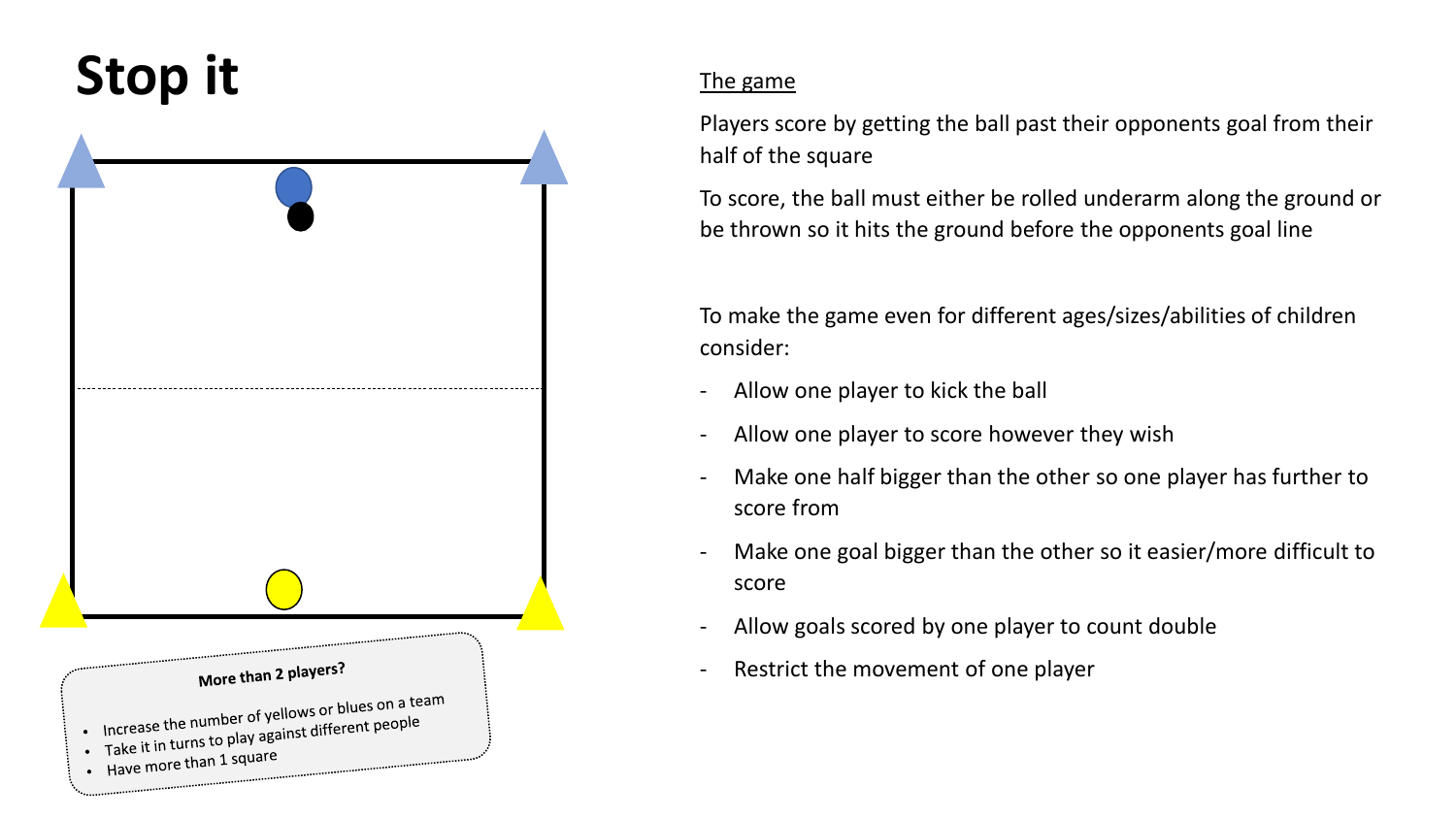# Stop it

### More than 2 players?

- Increase the number of yellows or blues on a team
- Take it in turns to play against different people
- Have more than 1 square

<u>The game</u>

Players score by getting the ball past their opponents goal from their half of the square

To score, the ball must either be rolled underarm along the ground or be thrown so it hits the ground before the opponents goal line

To make the game even for different ages/sizes/abilities of children consider:

- Allow one player to kick the ball
- Allow one player to score however they wish
- Make one half bigger than the other so one player has further to score from
- Make one goal bigger than the other so it easier/more difficult to score
- Allow goals scored by one player to count double
- Restrict the movement of one player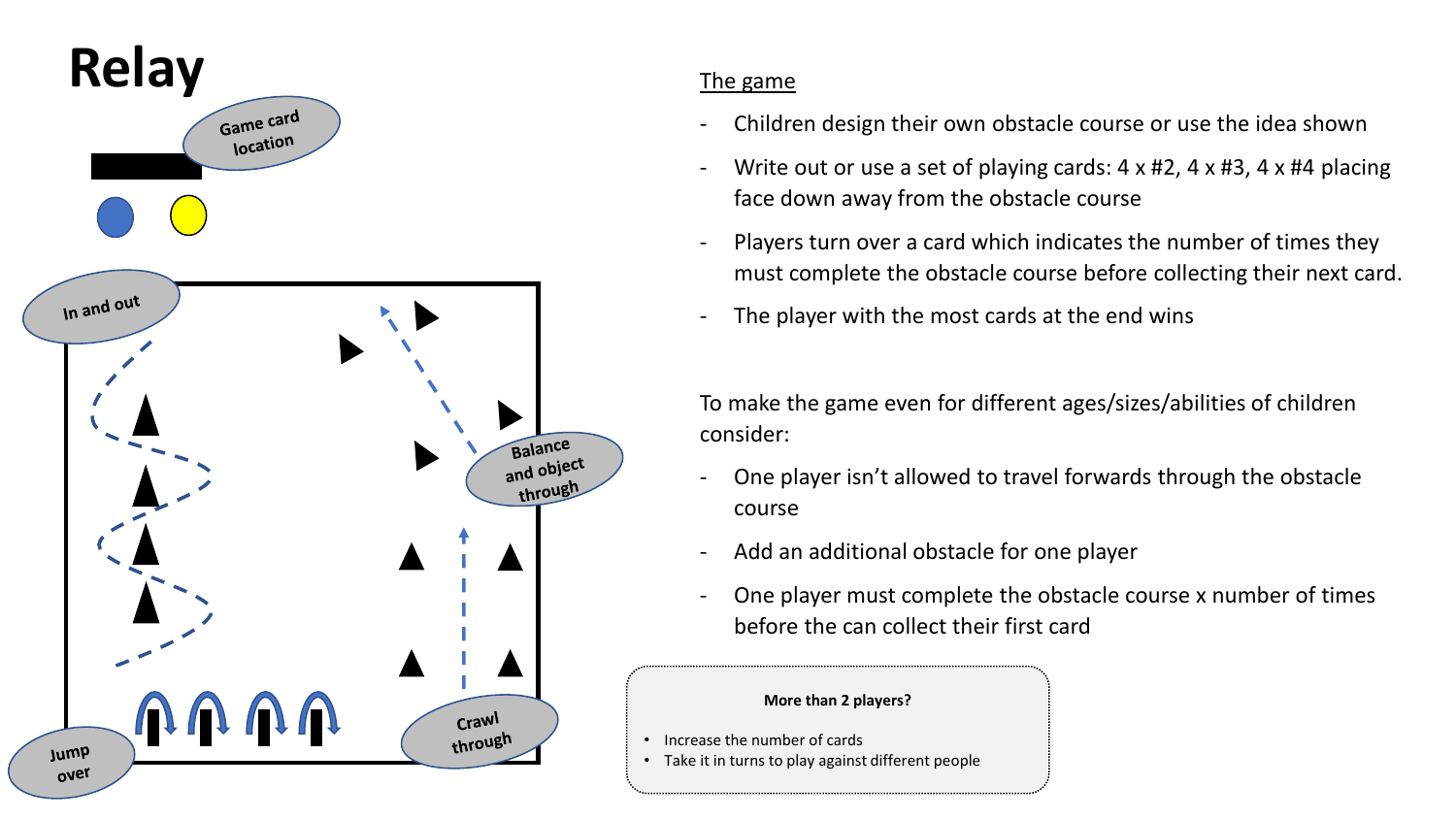# Relay

Game card location

In and out

Balance and object through

Crawl through

Jump over

The game

- Children design their own obstacle course or use the idea shown
- Write out or use a set of playing cards: 4 x #2, 4 x #3, 4 x #4 placing face down away from the obstacle course
- Players turn over a card which indicates the number of times they must complete the obstacle course before collecting their next card.
- The player with the most cards at the end wins

To make the game even for different ages/sizes/abilities of children consider:

- One player isn't allowed to travel forwards through the obstacle course
- Add an additional obstacle for one player
- One player must complete the obstacle course x number of times before the can collect their first card

**More than 2 players?**

- Increase the number of cards
- Take it in turns to play against different people